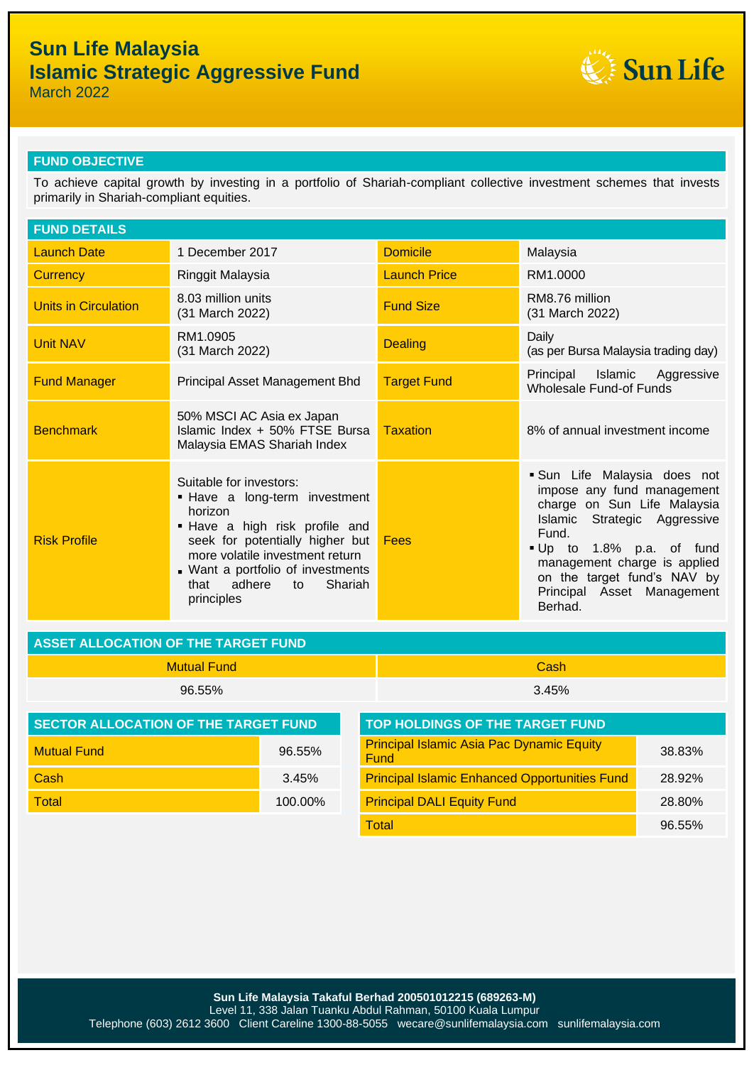# Sun Life Malaysia
# Islamic Strategic Aggressive Fund

March 2022

## FUND OBJECTIVE

To achieve capital growth by investing in a portfolio of Shariah-compliant collective investment schemes that invests primarily in Shariah-compliant equities.

## FUND DETAILS

| | | | |
|---|---|---|---|
| Launch Date | 1 December 2017 | Domicile | Malaysia |
| Currency | Ringgit Malaysia | Launch Price | RM1.0000 |
| Units in Circulation | 8.03 million units (31 March 2022) | Fund Size | RM8.76 million (31 March 2022) |
| Unit NAV | RM1.0905 (31 March 2022) | Dealing | Daily (as per Bursa Malaysia trading day) |
| Fund Manager | Principal Asset Management Bhd | Target Fund | Principal Islamic Aggressive Wholesale Fund-of Funds |
| Benchmark | 50% MSCI AC Asia ex Japan Islamic Index + 50% FTSE Bursa Malaysia EMAS Shariah Index | Taxation | 8% of annual investment income |
| Risk Profile | Suitable for investors:<br>▪ Have a long-term investment horizon<br>▪ Have a high risk profile and seek for potentially higher but more volatile investment return<br>▪ Want a portfolio of investments that adhere to Shariah principles | Fees | ▪ Sun Life Malaysia does not impose any fund management charge on Sun Life Malaysia Islamic Strategic Aggressive Fund.<br>▪ Up to 1.8% p.a. of fund management charge is applied on the target fund's NAV by Principal Asset Management Berhad. |

## ASSET ALLOCATION OF THE TARGET FUND

| Mutual Fund | Cash |
|---|---|
| 96.55% | 3.45% |

## SECTOR ALLOCATION OF THE TARGET FUND

| | |
|---|---|
| Mutual Fund | 96.55% |
| Cash | 3.45% |
| Total | 100.00% |

## TOP HOLDINGS OF THE TARGET FUND

| | |
|---|---|
| Principal Islamic Asia Pac Dynamic Equity Fund | 38.83% |
| Principal Islamic Enhanced Opportunities Fund | 28.92% |
| Principal DALI Equity Fund | 28.80% |
| Total | 96.55% |

**Sun Life Malaysia Takaful Berhad 200501012215 (689263-M)**
Level 11, 338 Jalan Tuanku Abdul Rahman, 50100 Kuala Lumpur
Telephone (603) 2612 3600 Client Careline 1300-88-5055 wecare@sunlifemalaysia.com sunlifemalaysia.com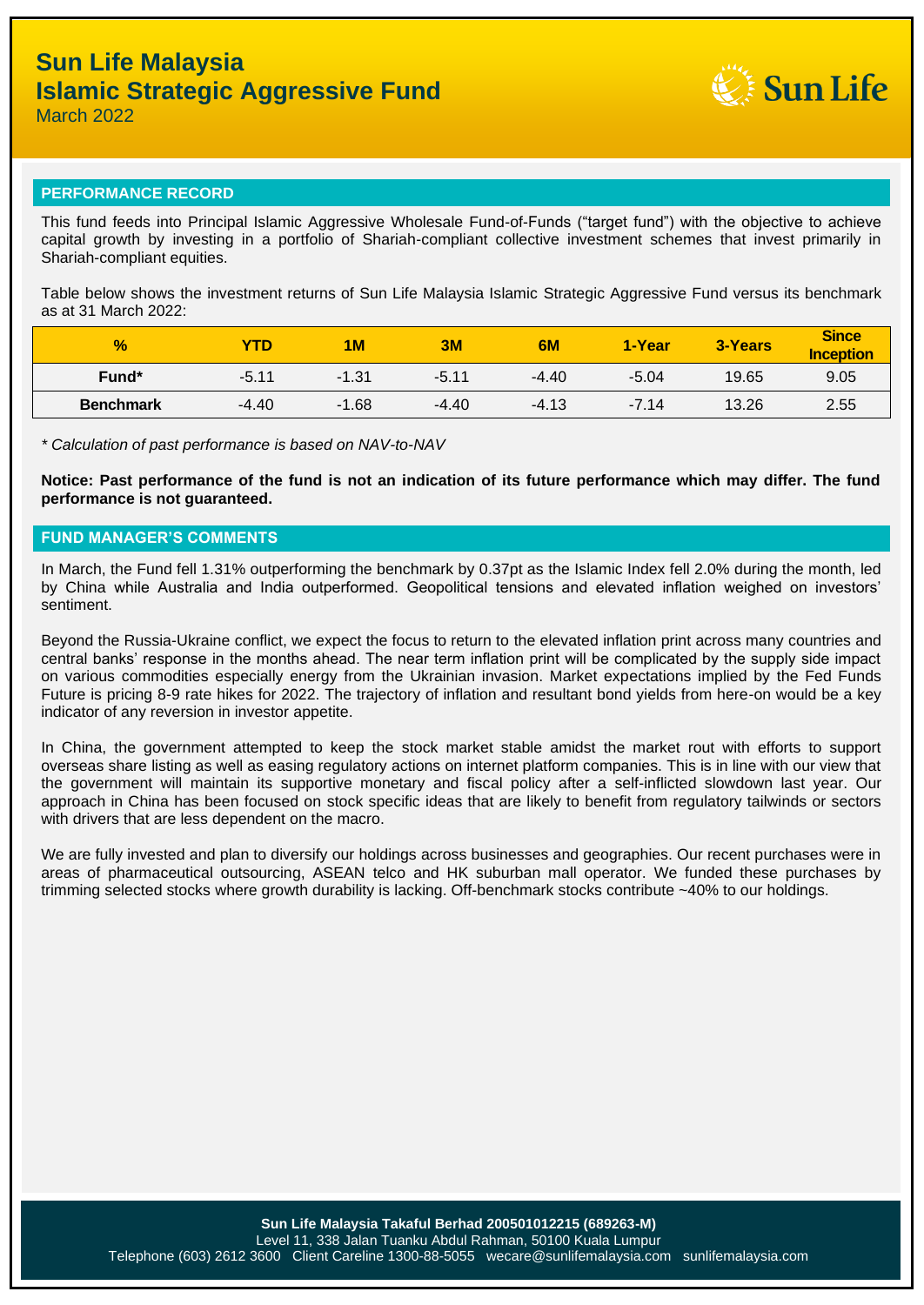# Sun Life Malaysia
# Islamic Strategic Aggressive Fund
March 2022

## PERFORMANCE RECORD

This fund feeds into Principal Islamic Aggressive Wholesale Fund-of-Funds ("target fund") with the objective to achieve capital growth by investing in a portfolio of Shariah-compliant collective investment schemes that invest primarily in Shariah-compliant equities.

Table below shows the investment returns of Sun Life Malaysia Islamic Strategic Aggressive Fund versus its benchmark as at 31 March 2022:

| % | YTD | 1M | 3M | 6M | 1-Year | 3-Years | Since Inception |
|---|---|---|---|---|---|---|---|
| **Fund*** | -5.11 | -1.31 | -5.11 | -4.40 | -5.04 | 19.65 | 9.05 |
| **Benchmark** | -4.40 | -1.68 | -4.40 | -4.13 | -7.14 | 13.26 | 2.55 |

*\* Calculation of past performance is based on NAV-to-NAV*

**Notice: Past performance of the fund is not an indication of its future performance which may differ. The fund performance is not guaranteed.**

## FUND MANAGER'S COMMENTS

In March, the Fund fell 1.31% outperforming the benchmark by 0.37pt as the Islamic Index fell 2.0% during the month, led by China while Australia and India outperformed. Geopolitical tensions and elevated inflation weighed on investors' sentiment.

Beyond the Russia-Ukraine conflict, we expect the focus to return to the elevated inflation print across many countries and central banks' response in the months ahead. The near term inflation print will be complicated by the supply side impact on various commodities especially energy from the Ukrainian invasion. Market expectations implied by the Fed Funds Future is pricing 8-9 rate hikes for 2022. The trajectory of inflation and resultant bond yields from here-on would be a key indicator of any reversion in investor appetite.

In China, the government attempted to keep the stock market stable amidst the market rout with efforts to support overseas share listing as well as easing regulatory actions on internet platform companies. This is in line with our view that the government will maintain its supportive monetary and fiscal policy after a self-inflicted slowdown last year. Our approach in China has been focused on stock specific ideas that are likely to benefit from regulatory tailwinds or sectors with drivers that are less dependent on the macro.

We are fully invested and plan to diversify our holdings across businesses and geographies. Our recent purchases were in areas of pharmaceutical outsourcing, ASEAN telco and HK suburban mall operator. We funded these purchases by trimming selected stocks where growth durability is lacking. Off-benchmark stocks contribute ~40% to our holdings.

**Sun Life Malaysia Takaful Berhad 200501012215 (689263-M)**
Level 11, 338 Jalan Tuanku Abdul Rahman, 50100 Kuala Lumpur
Telephone (603) 2612 3600 Client Careline 1300-88-5055 wecare@sunlifemalaysia.com sunlifemalaysia.com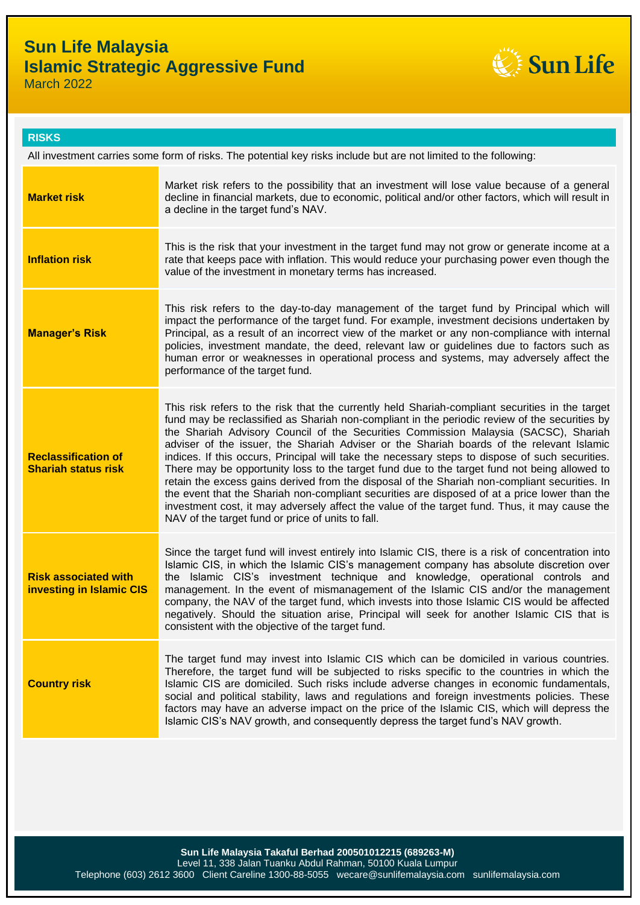# Sun Life Malaysia
## Islamic Strategic Aggressive Fund

March 2022

### RISKS

All investment carries some form of risks. The potential key risks include but are not limited to the following:

| | |
|---|---|
| **Market risk** | Market risk refers to the possibility that an investment will lose value because of a general decline in financial markets, due to economic, political and/or other factors, which will result in a decline in the target fund's NAV. |
| **Inflation risk** | This is the risk that your investment in the target fund may not grow or generate income at a rate that keeps pace with inflation. This would reduce your purchasing power even though the value of the investment in monetary terms has increased. |
| **Manager's Risk** | This risk refers to the day-to-day management of the target fund by Principal which will impact the performance of the target fund. For example, investment decisions undertaken by Principal, as a result of an incorrect view of the market or any non-compliance with internal policies, investment mandate, the deed, relevant law or guidelines due to factors such as human error or weaknesses in operational process and systems, may adversely affect the performance of the target fund. |
| **Reclassification of Shariah status risk** | This risk refers to the risk that the currently held Shariah-compliant securities in the target fund may be reclassified as Shariah non-compliant in the periodic review of the securities by the Shariah Advisory Council of the Securities Commission Malaysia (SACSC), Shariah adviser of the issuer, the Shariah Adviser or the Shariah boards of the relevant Islamic indices. If this occurs, Principal will take the necessary steps to dispose of such securities. There may be opportunity loss to the target fund due to the target fund not being allowed to retain the excess gains derived from the disposal of the Shariah non-compliant securities. In the event that the Shariah non-compliant securities are disposed of at a price lower than the investment cost, it may adversely affect the value of the target fund. Thus, it may cause the NAV of the target fund or price of units to fall. |
| **Risk associated with investing in Islamic CIS** | Since the target fund will invest entirely into Islamic CIS, there is a risk of concentration into Islamic CIS, in which the Islamic CIS's management company has absolute discretion over the Islamic CIS's investment technique and knowledge, operational controls and management. In the event of mismanagement of the Islamic CIS and/or the management company, the NAV of the target fund, which invests into those Islamic CIS would be affected negatively. Should the situation arise, Principal will seek for another Islamic CIS that is consistent with the objective of the target fund. |
| **Country risk** | The target fund may invest into Islamic CIS which can be domiciled in various countries. Therefore, the target fund will be subjected to risks specific to the countries in which the Islamic CIS are domiciled. Such risks include adverse changes in economic fundamentals, social and political stability, laws and regulations and foreign investments policies. These factors may have an adverse impact on the price of the Islamic CIS, which will depress the Islamic CIS's NAV growth, and consequently depress the target fund's NAV growth. |

**Sun Life Malaysia Takaful Berhad 200501012215 (689263-M)**
Level 11, 338 Jalan Tuanku Abdul Rahman, 50100 Kuala Lumpur
Telephone (603) 2612 3600 Client Careline 1300-88-5055 wecare@sunlifemalaysia.com sunlifemalaysia.com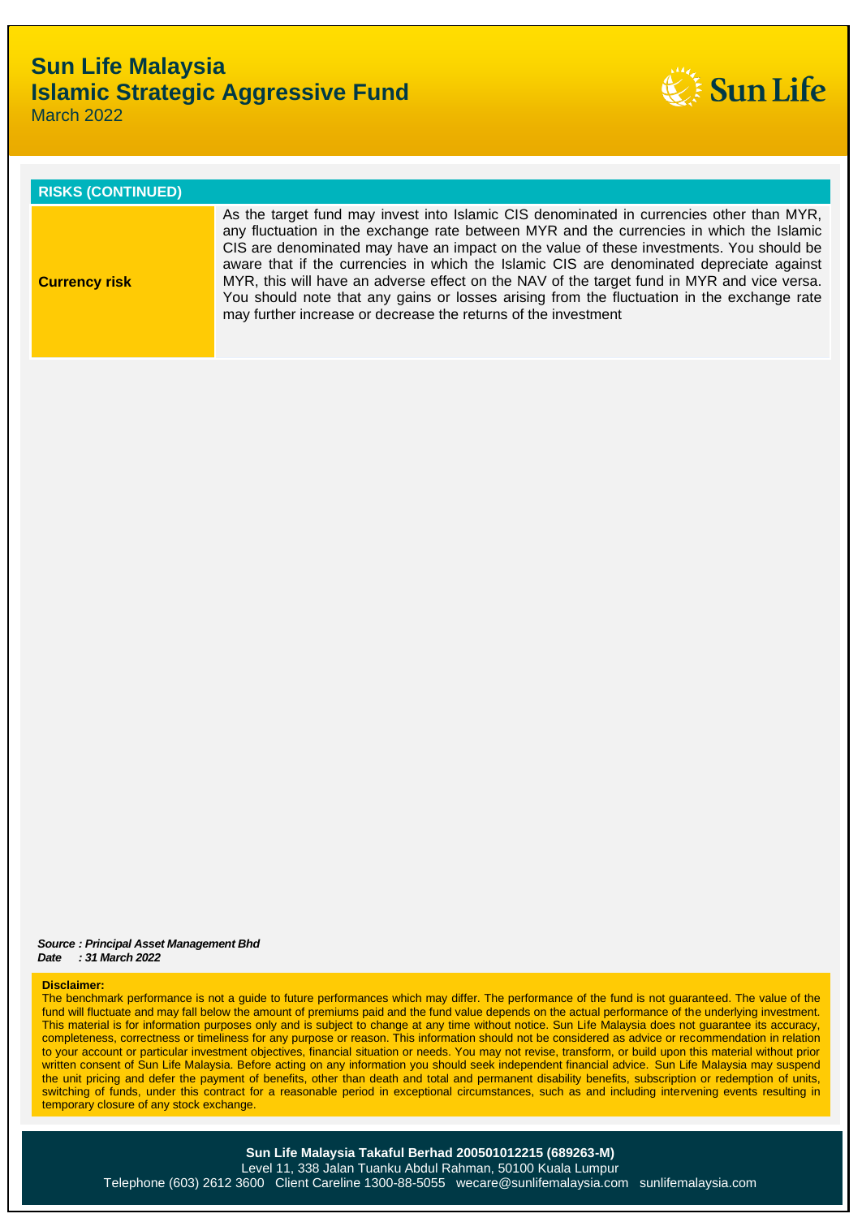# Sun Life Malaysia
## Islamic Strategic Aggressive Fund
March 2022

### RISKS (CONTINUED)

| | |
|---|---|
| **Currency risk** | As the target fund may invest into Islamic CIS denominated in currencies other than MYR, any fluctuation in the exchange rate between MYR and the currencies in which the Islamic CIS are denominated may have an impact on the value of these investments. You should be aware that if the currencies in which the Islamic CIS are denominated depreciate against MYR, this will have an adverse effect on the NAV of the target fund in MYR and vice versa. You should note that any gains or losses arising from the fluctuation in the exchange rate may further increase or decrease the returns of the investment |

***Source : Principal Asset Management Bhd***
***Date : 31 March 2022***

**Disclaimer:**
The benchmark performance is not a guide to future performances which may differ. The performance of the fund is not guaranteed. The value of the fund will fluctuate and may fall below the amount of premiums paid and the fund value depends on the actual performance of the underlying investment. This material is for information purposes only and is subject to change at any time without notice. Sun Life Malaysia does not guarantee its accuracy, completeness, correctness or timeliness for any purpose or reason. This information should not be considered as advice or recommendation in relation to your account or particular investment objectives, financial situation or needs. You may not revise, transform, or build upon this material without prior written consent of Sun Life Malaysia. Before acting on any information you should seek independent financial advice. Sun Life Malaysia may suspend the unit pricing and defer the payment of benefits, other than death and total and permanent disability benefits, subscription or redemption of units, switching of funds, under this contract for a reasonable period in exceptional circumstances, such as and including intervening events resulting in temporary closure of any stock exchange.

**Sun Life Malaysia Takaful Berhad 200501012215 (689263-M)**
Level 11, 338 Jalan Tuanku Abdul Rahman, 50100 Kuala Lumpur
Telephone (603) 2612 3600 Client Careline 1300-88-5055 wecare@sunlifemalaysia.com sunlifemalaysia.com